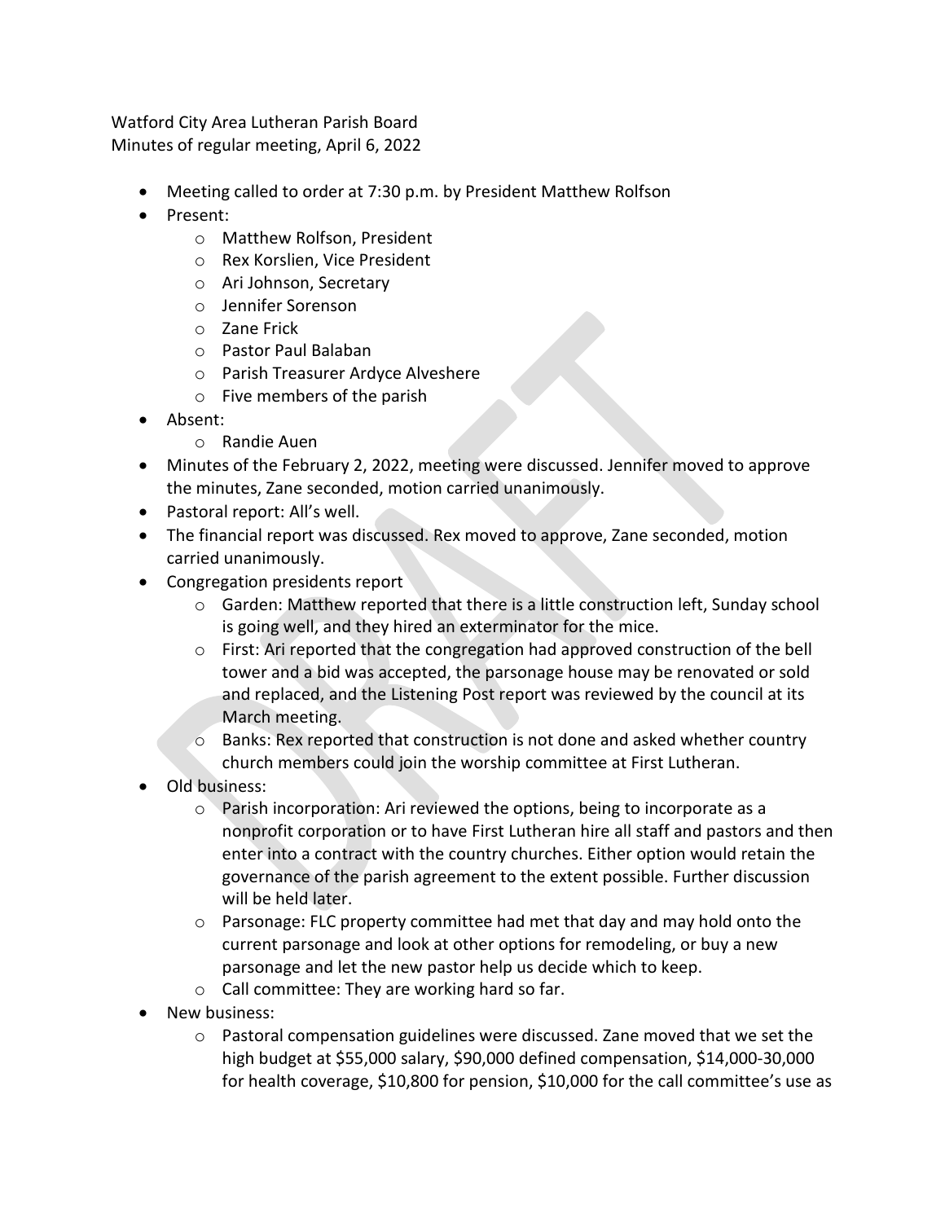Watford City Area Lutheran Parish Board
Minutes of regular meeting, April 6, 2022

- Meeting called to order at 7:30 p.m. by President Matthew Rolfson
- Present:
  - Matthew Rolfson, President
  - Rex Korslien, Vice President
  - Ari Johnson, Secretary
  - Jennifer Sorenson
  - Zane Frick
  - Pastor Paul Balaban
  - Parish Treasurer Ardyce Alveshere
  - Five members of the parish
- Absent:
  - Randie Auen
- Minutes of the February 2, 2022, meeting were discussed. Jennifer moved to approve the minutes, Zane seconded, motion carried unanimously.
- Pastoral report: All's well.
- The financial report was discussed. Rex moved to approve, Zane seconded, motion carried unanimously.
- Congregation presidents report
  - Garden: Matthew reported that there is a little construction left, Sunday school is going well, and they hired an exterminator for the mice.
  - First: Ari reported that the congregation had approved construction of the bell tower and a bid was accepted, the parsonage house may be renovated or sold and replaced, and the Listening Post report was reviewed by the council at its March meeting.
  - Banks: Rex reported that construction is not done and asked whether country church members could join the worship committee at First Lutheran.
- Old business:
  - Parish incorporation: Ari reviewed the options, being to incorporate as a nonprofit corporation or to have First Lutheran hire all staff and pastors and then enter into a contract with the country churches. Either option would retain the governance of the parish agreement to the extent possible. Further discussion will be held later.
  - Parsonage: FLC property committee had met that day and may hold onto the current parsonage and look at other options for remodeling, or buy a new parsonage and let the new pastor help us decide which to keep.
  - Call committee: They are working hard so far.
- New business:
  - Pastoral compensation guidelines were discussed. Zane moved that we set the high budget at $55,000 salary, $90,000 defined compensation, $14,000-30,000 for health coverage, $10,800 for pension, $10,000 for the call committee's use as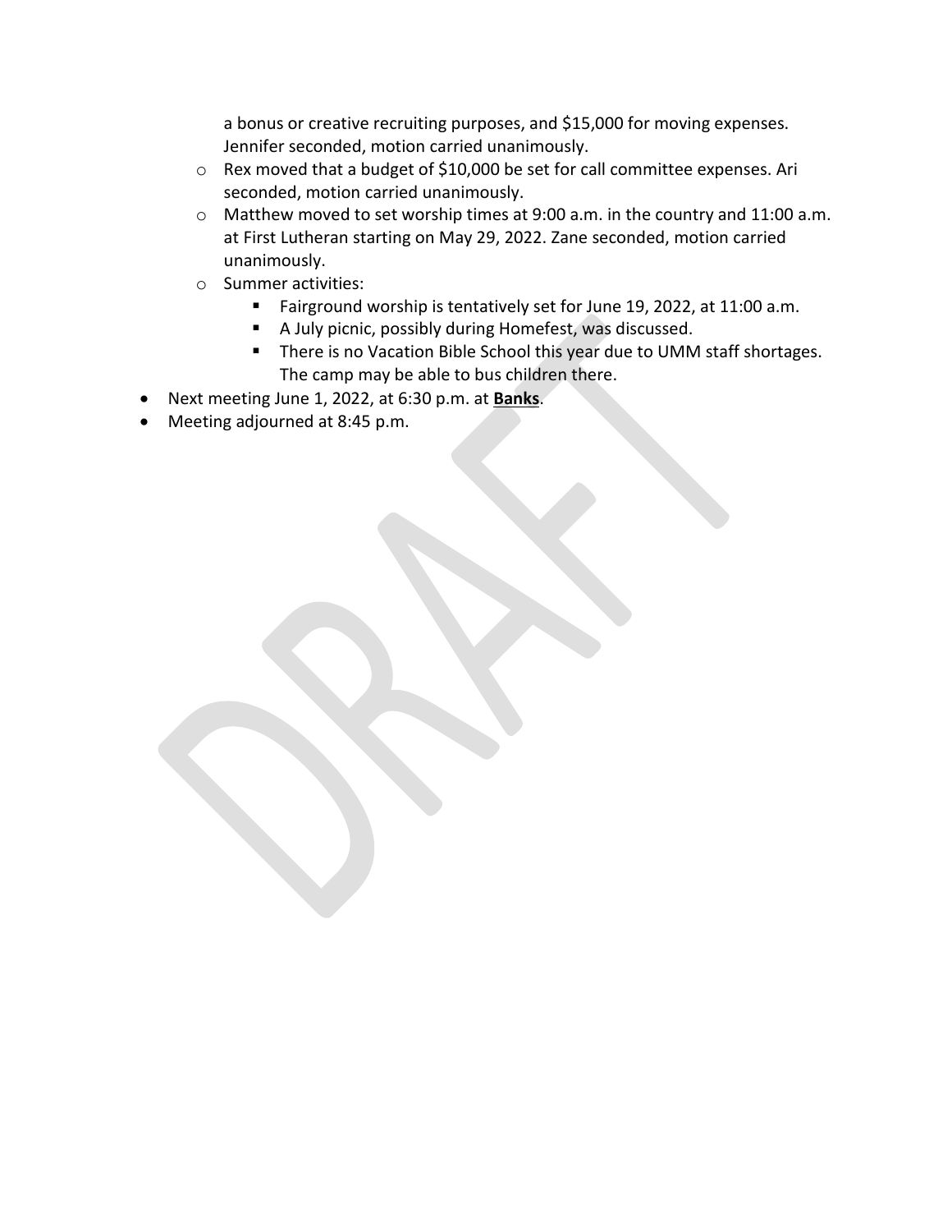- a bonus or creative recruiting purposes, and $15,000 for moving expenses. Jennifer seconded, motion carried unanimously.
    - Rex moved that a budget of $10,000 be set for call committee expenses. Ari seconded, motion carried unanimously.
    - Matthew moved to set worship times at 9:00 a.m. in the country and 11:00 a.m. at First Lutheran starting on May 29, 2022. Zane seconded, motion carried unanimously.
    - Summer activities:
        - Fairground worship is tentatively set for June 19, 2022, at 11:00 a.m.
        - A July picnic, possibly during Homefest, was discussed.
        - There is no Vacation Bible School this year due to UMM staff shortages. The camp may be able to bus children there.
- Next meeting June 1, 2022, at 6:30 p.m. at **<u>Banks</u>**.
- Meeting adjourned at 8:45 p.m.